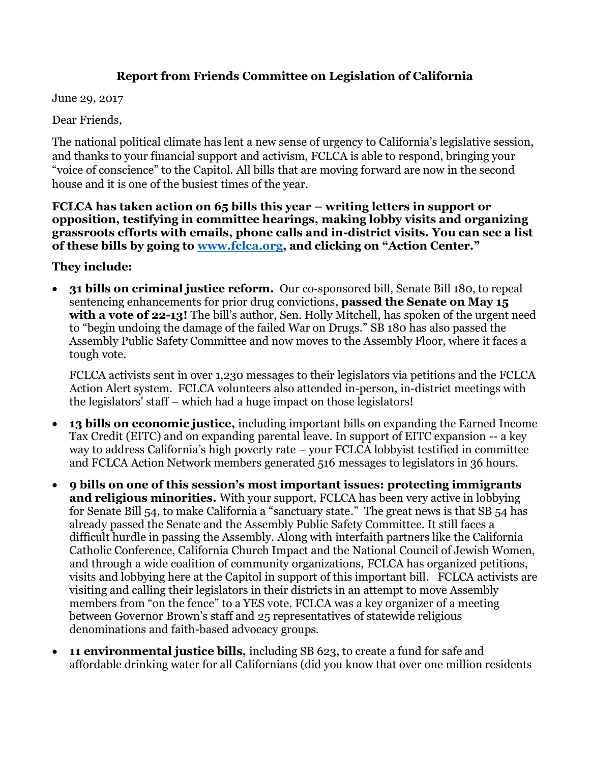# Report from Friends Committee on Legislation of California

June 29, 2017

Dear Friends,

The national political climate has lent a new sense of urgency to California's legislative session, and thanks to your financial support and activism, FCLCA is able to respond, bringing your "voice of conscience" to the Capitol. All bills that are moving forward are now in the second house and it is one of the busiest times of the year.

**FCLCA has taken action on 65 bills this year – writing letters in support or opposition, testifying in committee hearings, making lobby visits and organizing grassroots efforts with emails, phone calls and in-district visits. You can see a list of these bills by going to [www.fclca.org](www.fclca.org), and clicking on "Action Center."**

**They include:**

- **31 bills on criminal justice reform.** Our co-sponsored bill, Senate Bill 180, to repeal sentencing enhancements for prior drug convictions, **passed the Senate on May 15 with a vote of 22-13!** The bill's author, Sen. Holly Mitchell, has spoken of the urgent need to "begin undoing the damage of the failed War on Drugs." SB 180 has also passed the Assembly Public Safety Committee and now moves to the Assembly Floor, where it faces a tough vote.

  FCLCA activists sent in over 1,230 messages to their legislators via petitions and the FCLCA Action Alert system. FCLCA volunteers also attended in-person, in-district meetings with the legislators' staff – which had a huge impact on those legislators!

- **13 bills on economic justice,** including important bills on expanding the Earned Income Tax Credit (EITC) and on expanding parental leave. In support of EITC expansion -- a key way to address California's high poverty rate – your FCLCA lobbyist testified in committee and FCLCA Action Network members generated 516 messages to legislators in 36 hours.

- **9 bills on one of this session's most important issues: protecting immigrants and religious minorities.** With your support, FCLCA has been very active in lobbying for Senate Bill 54, to make California a "sanctuary state." The great news is that SB 54 has already passed the Senate and the Assembly Public Safety Committee. It still faces a difficult hurdle in passing the Assembly. Along with interfaith partners like the California Catholic Conference, California Church Impact and the National Council of Jewish Women, and through a wide coalition of community organizations, FCLCA has organized petitions, visits and lobbying here at the Capitol in support of this important bill. FCLCA activists are visiting and calling their legislators in their districts in an attempt to move Assembly members from "on the fence" to a YES vote. FCLCA was a key organizer of a meeting between Governor Brown's staff and 25 representatives of statewide religious denominations and faith-based advocacy groups.

- **11 environmental justice bills,** including SB 623, to create a fund for safe and affordable drinking water for all Californians (did you know that over one million residents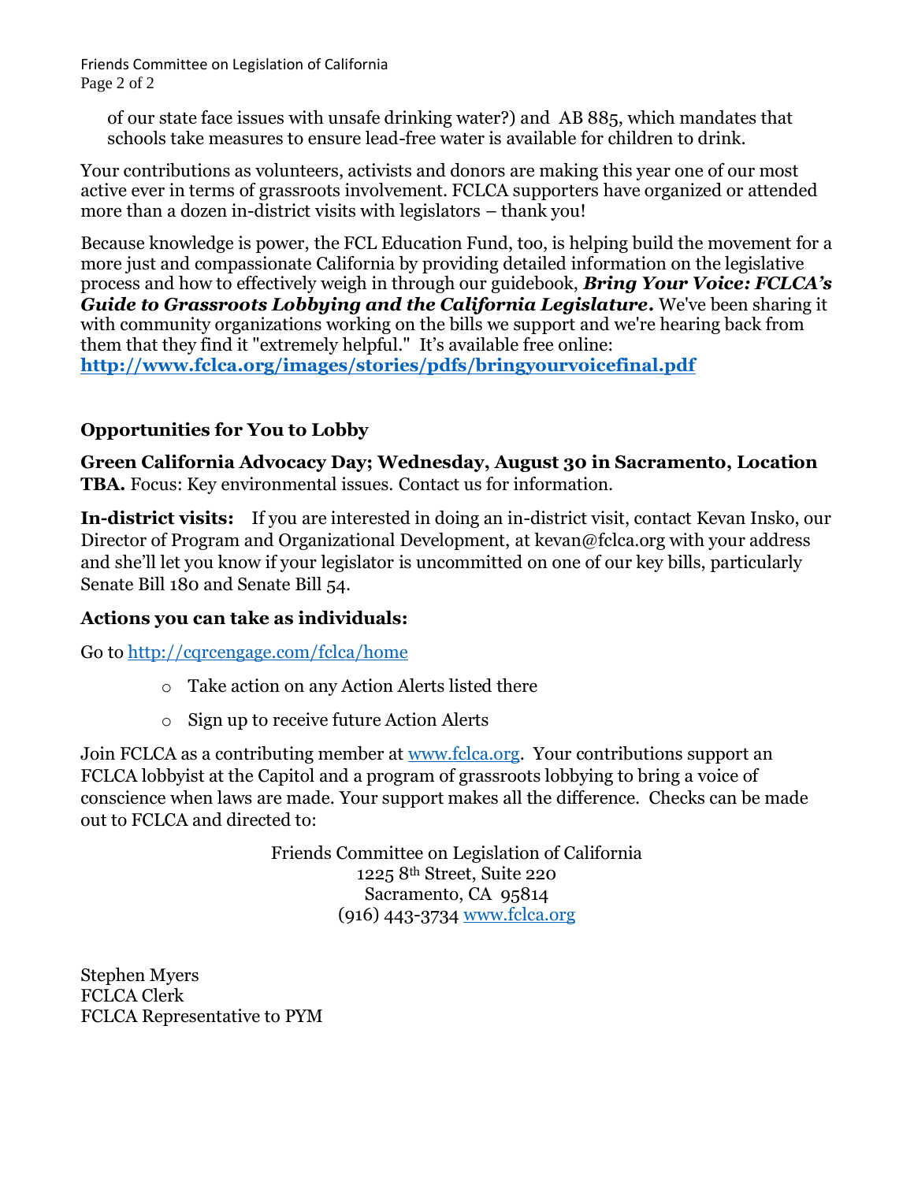of our state face issues with unsafe drinking water?) and AB 885, which mandates that schools take measures to ensure lead-free water is available for children to drink.

Your contributions as volunteers, activists and donors are making this year one of our most active ever in terms of grassroots involvement. FCLCA supporters have organized or attended more than a dozen in-district visits with legislators – thank you!

Because knowledge is power, the FCL Education Fund, too, is helping build the movement for a more just and compassionate California by providing detailed information on the legislative process and how to effectively weigh in through our guidebook, ***Bring Your Voice: FCLCA's Guide to Grassroots Lobbying and the California Legislature***. We've been sharing it with community organizations working on the bills we support and we're hearing back from them that they find it "extremely helpful." It's available free online: **http://www.fclca.org/images/stories/pdfs/bringyourvoicefinal.pdf**

### Opportunities for You to Lobby

**Green California Advocacy Day; Wednesday, August 30 in Sacramento, Location TBA.** Focus: Key environmental issues. Contact us for information.

**In-district visits:** If you are interested in doing an in-district visit, contact Kevan Insko, our Director of Program and Organizational Development, at kevan@fclca.org with your address and she'll let you know if your legislator is uncommitted on one of our key bills, particularly Senate Bill 180 and Senate Bill 54.

### Actions you can take as individuals:

Go to http://cqrcengage.com/fclca/home

- Take action on any Action Alerts listed there
- Sign up to receive future Action Alerts

Join FCLCA as a contributing member at www.fclca.org. Your contributions support an FCLCA lobbyist at the Capitol and a program of grassroots lobbying to bring a voice of conscience when laws are made. Your support makes all the difference. Checks can be made out to FCLCA and directed to:

Friends Committee on Legislation of California
1225 8th Street, Suite 220
Sacramento, CA 95814
(916) 443-3734 www.fclca.org

Stephen Myers
FCLCA Clerk
FCLCA Representative to PYM